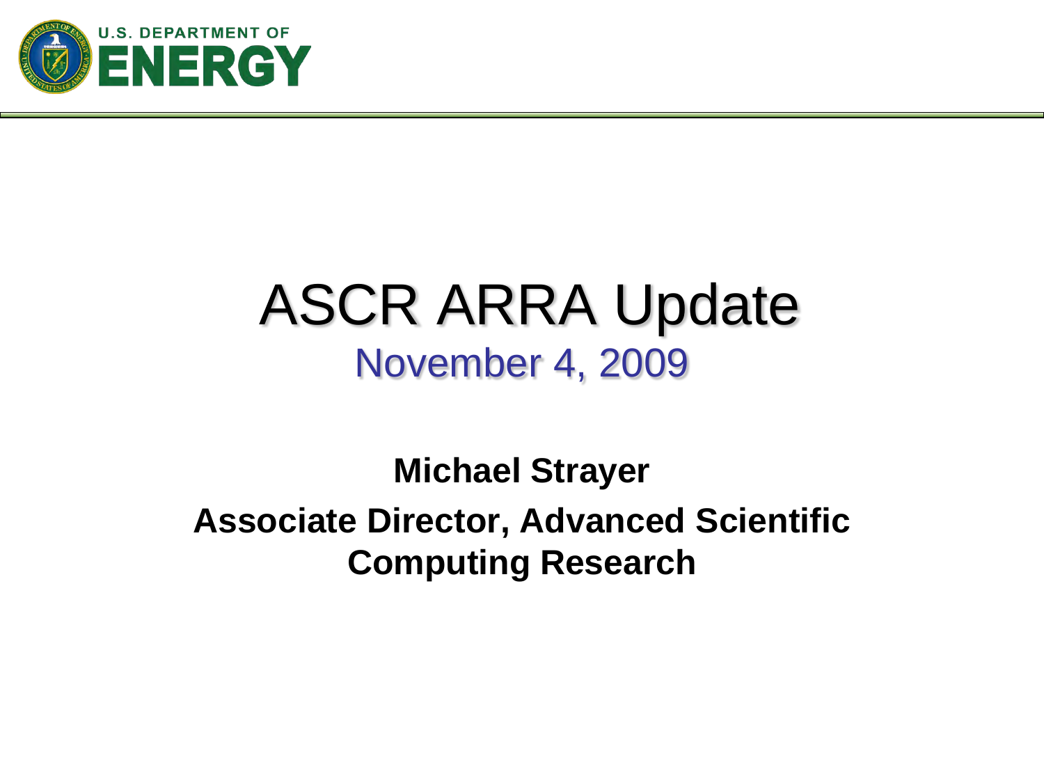# ASCR ARRA Update

## November 4, 2009

**Michael Strayer**

**Associate Director, Advanced Scientific Computing Research**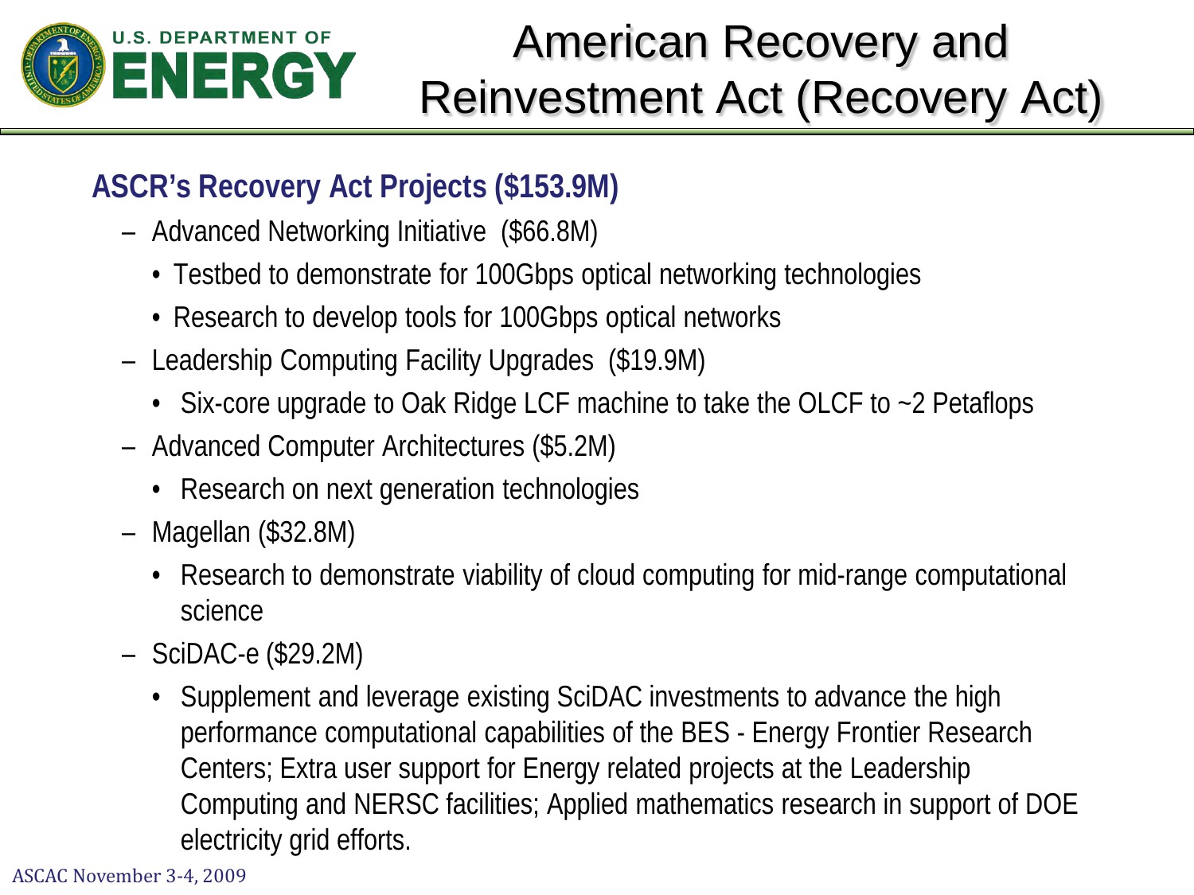# American Recovery and Reinvestment Act (Recovery Act)

## ASCR's Recovery Act Projects ($153.9M)

- Advanced Networking Initiative ($66.8M)
  - Testbed to demonstrate for 100Gbps optical networking technologies
  - Research to develop tools for 100Gbps optical networks
- Leadership Computing Facility Upgrades ($19.9M)
  - Six-core upgrade to Oak Ridge LCF machine to take the OLCF to ~2 Petaflops
- Advanced Computer Architectures ($5.2M)
  - Research on next generation technologies
- Magellan ($32.8M)
  - Research to demonstrate viability of cloud computing for mid-range computational science
- SciDAC-e ($29.2M)
  - Supplement and leverage existing SciDAC investments to advance the high performance computational capabilities of the BES - Energy Frontier Research Centers; Extra user support for Energy related projects at the Leadership Computing and NERSC facilities; Applied mathematics research in support of DOE electricity grid efforts.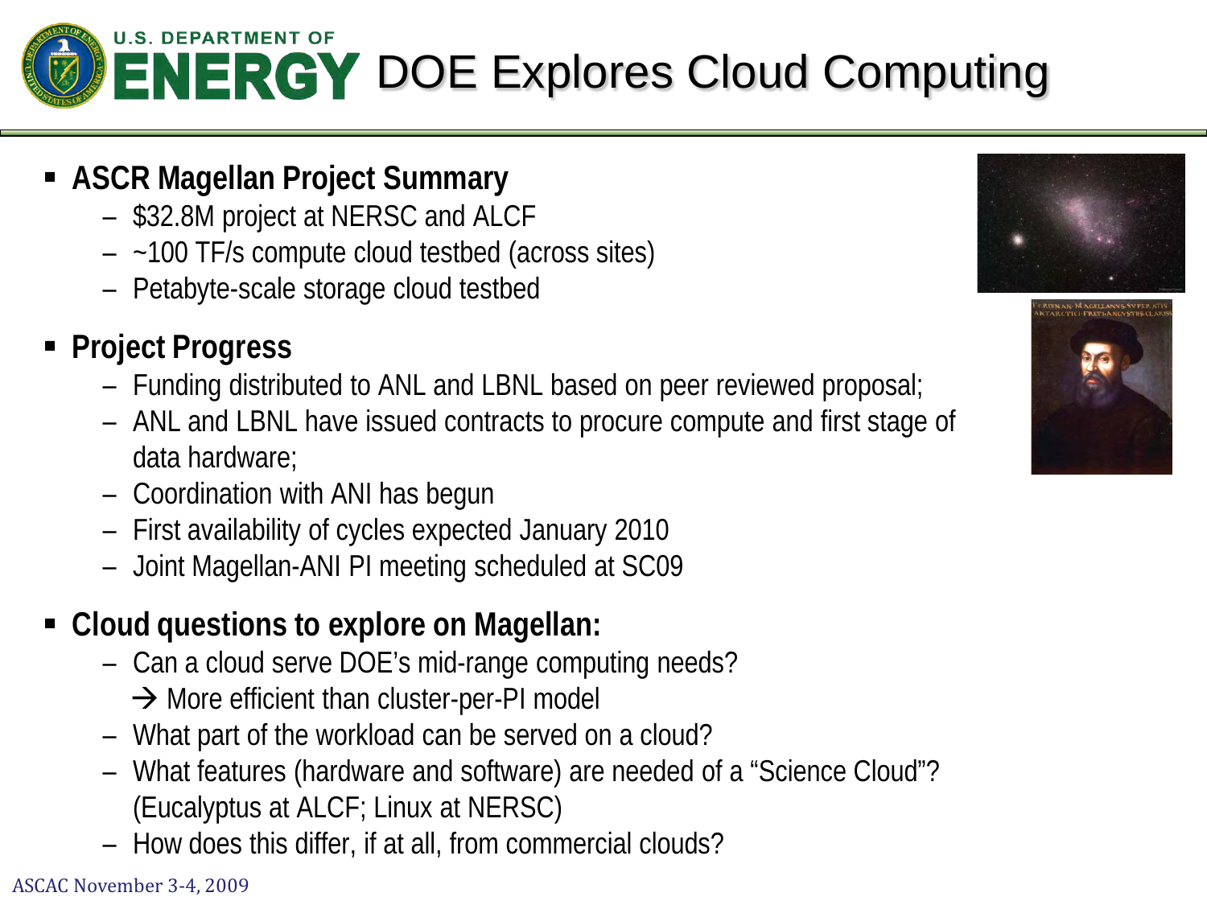# DOE Explores Cloud Computing

- **ASCR Magellan Project Summary**
  - $32.8M project at NERSC and ALCF
  - ~100 TF/s compute cloud testbed (across sites)
  - Petabyte-scale storage cloud testbed
- **Project Progress**
  - Funding distributed to ANL and LBNL based on peer reviewed proposal;
  - ANL and LBNL have issued contracts to procure compute and first stage of data hardware;
  - Coordination with ANI has begun
  - First availability of cycles expected January 2010
  - Joint Magellan-ANI PI meeting scheduled at SC09
- **Cloud questions to explore on Magellan:**
  - Can a cloud serve DOE's mid-range computing needs?
    → More efficient than cluster-per-PI model
  - What part of the workload can be served on a cloud?
  - What features (hardware and software) are needed of a "Science Cloud"? (Eucalyptus at ALCF; Linux at NERSC)
  - How does this differ, if at all, from commercial clouds?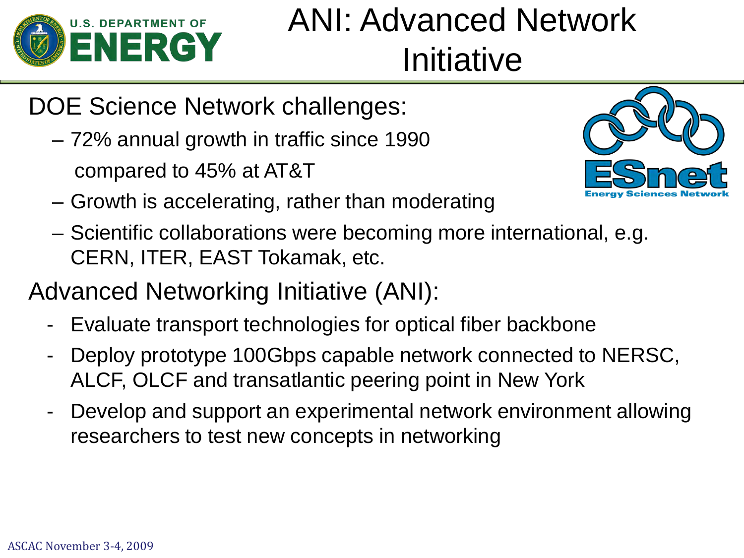# ANI: Advanced Network Initiative

DOE Science Network challenges:

- 72% annual growth in traffic since 1990 compared to 45% at AT&T
- Growth is accelerating, rather than moderating
- Scientific collaborations were becoming more international, e.g. CERN, ITER, EAST Tokamak, etc.

Advanced Networking Initiative (ANI):

- Evaluate transport technologies for optical fiber backbone
- Deploy prototype 100Gbps capable network connected to NERSC, ALCF, OLCF and transatlantic peering point in New York
- Develop and support an experimental network environment allowing researchers to test new concepts in networking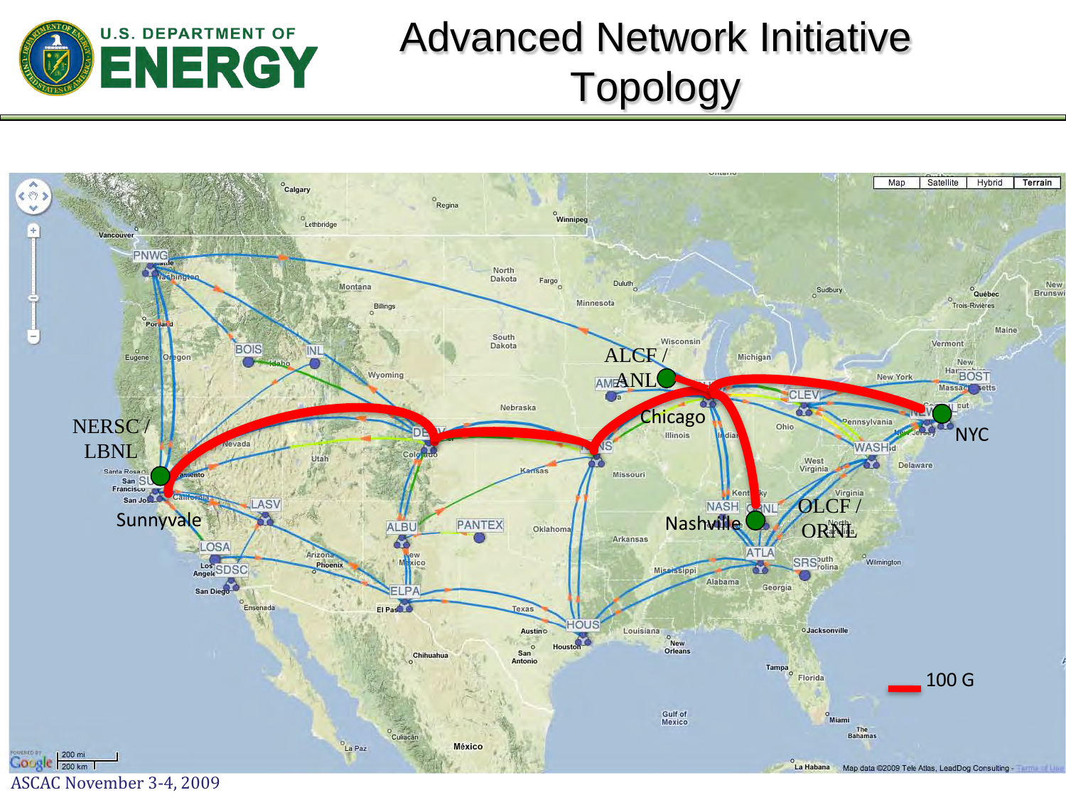# Advanced Network Initiative Topology

NERSC / LBNL

Sunnyvale

ALCF / ANL

Chicago

Nashville

OLCF / ORNL

NYC

100 G

ASCAC November 3-4, 2009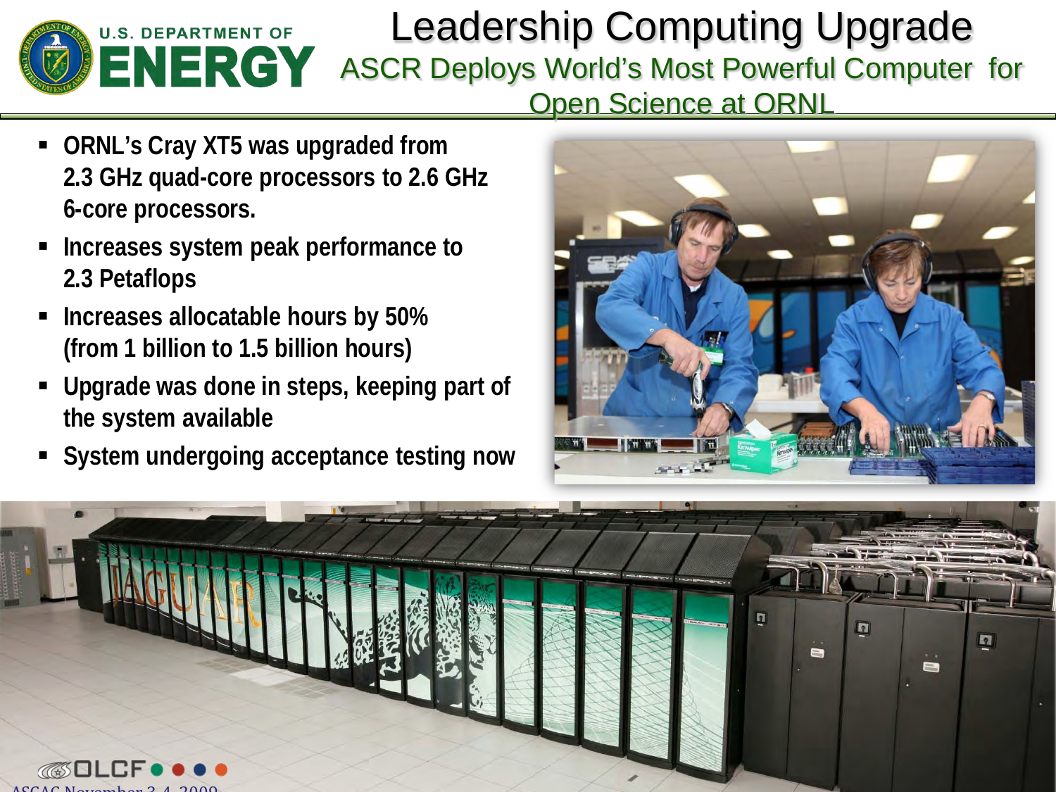# Leadership Computing Upgrade

## ASCR Deploys World's Most Powerful Computer for Open Science at ORNL

- **ORNL's Cray XT5 was upgraded from 2.3 GHz quad-core processors to 2.6 GHz 6-core processors.**
- **Increases system peak performance to 2.3 Petaflops**
- **Increases allocatable hours by 50% (from 1 billion to 1.5 billion hours)**
- **Upgrade was done in steps, keeping part of the system available**
- **System undergoing acceptance testing now**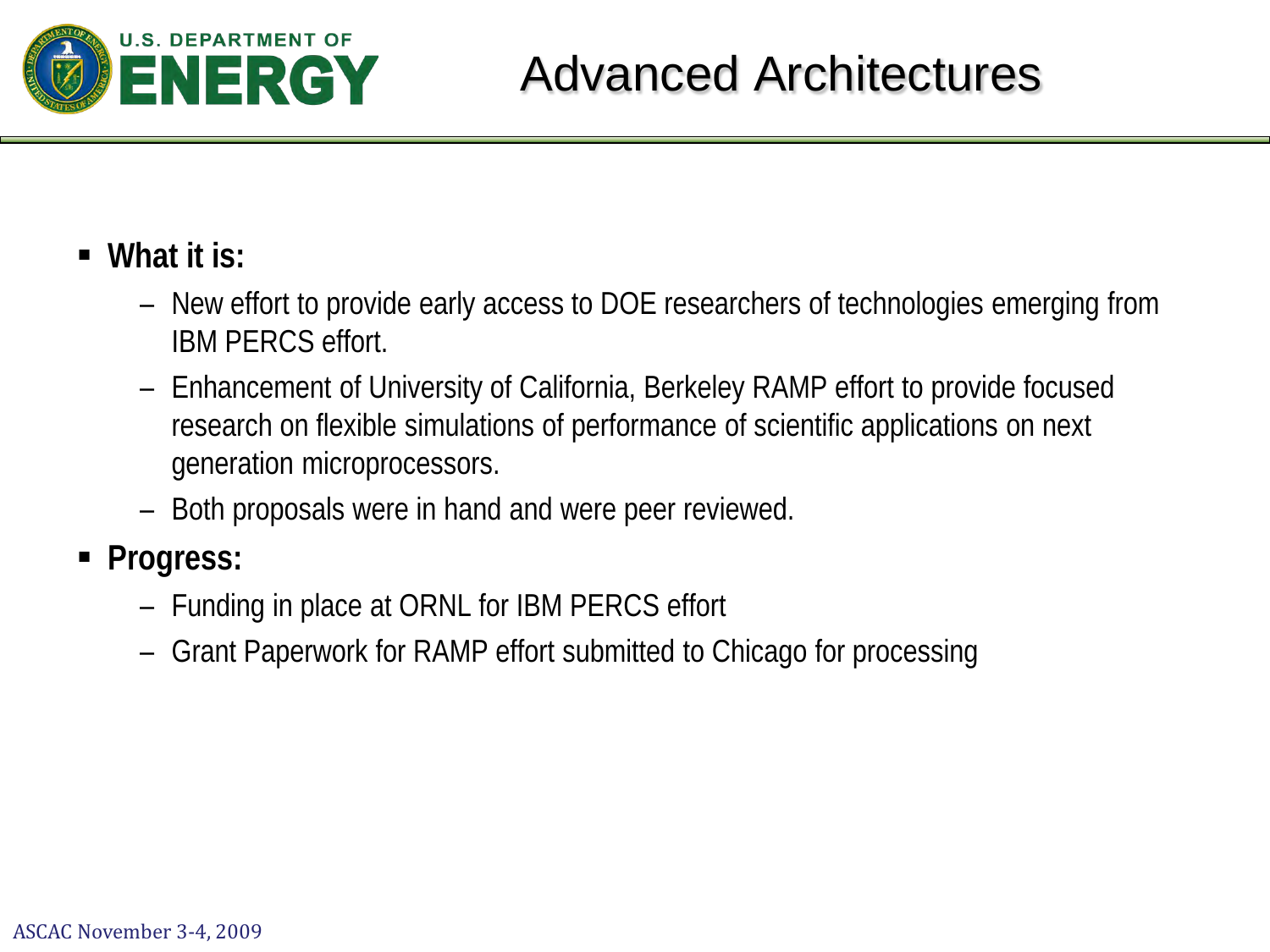# Advanced Architectures

- **What it is:**
  - New effort to provide early access to DOE researchers of technologies emerging from IBM PERCS effort.
  - Enhancement of University of California, Berkeley RAMP effort to provide focused research on flexible simulations of performance of scientific applications on next generation microprocessors.
  - Both proposals were in hand and were peer reviewed.
- **Progress:**
  - Funding in place at ORNL for IBM PERCS effort
  - Grant Paperwork for RAMP effort submitted to Chicago for processing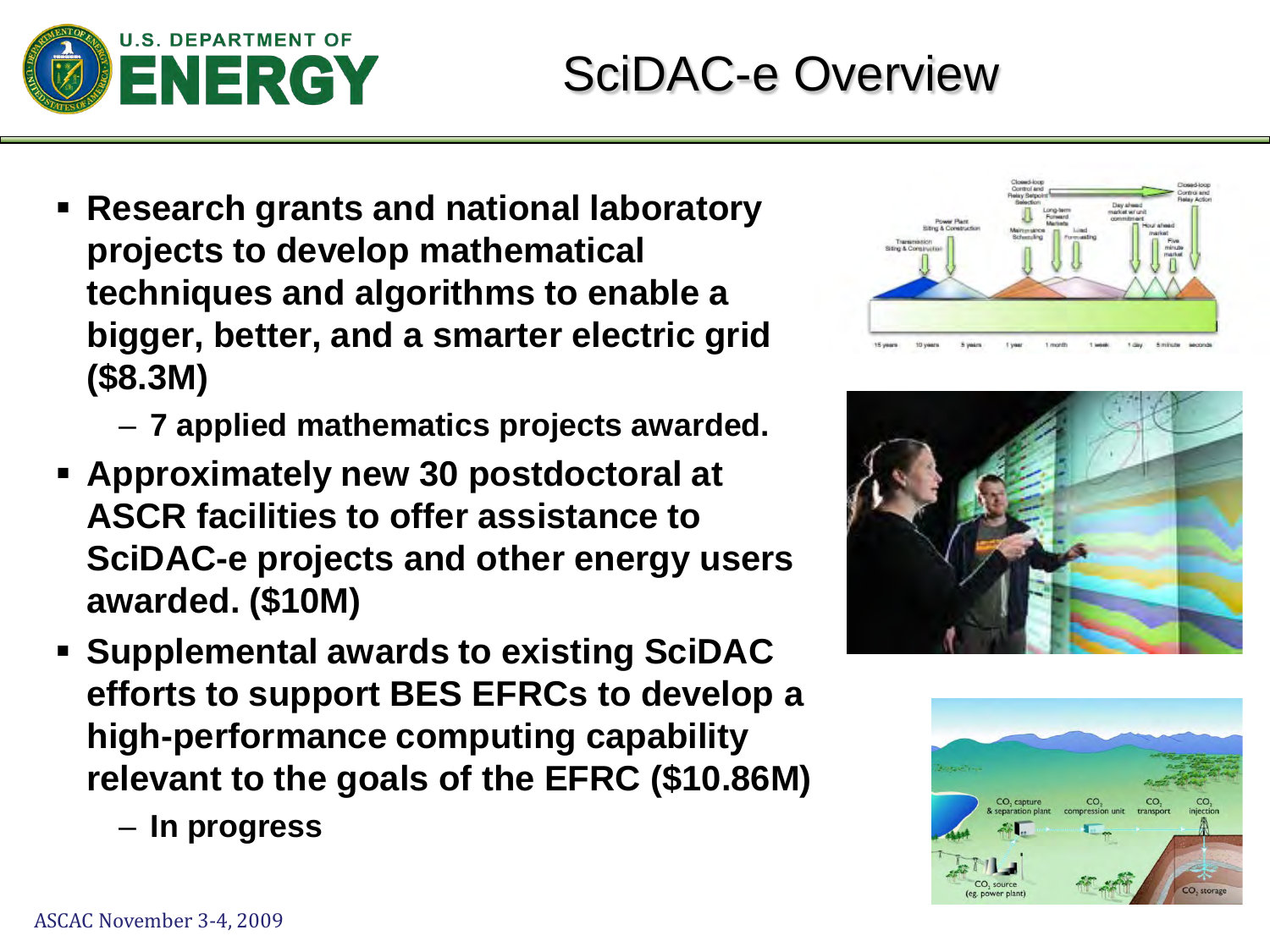# SciDAC-e Overview

- **Research grants and national laboratory projects to develop mathematical techniques and algorithms to enable a bigger, better, and a smarter electric grid ($8.3M)**
  - **7 applied mathematics projects awarded.**
- **Approximately new 30 postdoctoral at ASCR facilities to offer assistance to SciDAC-e projects and other energy users awarded. ($10M)**
- **Supplemental awards to existing SciDAC efforts to support BES EFRCs to develop a high-performance computing capability relevant to the goals of the EFRC ($10.86M)**
  - **In progress**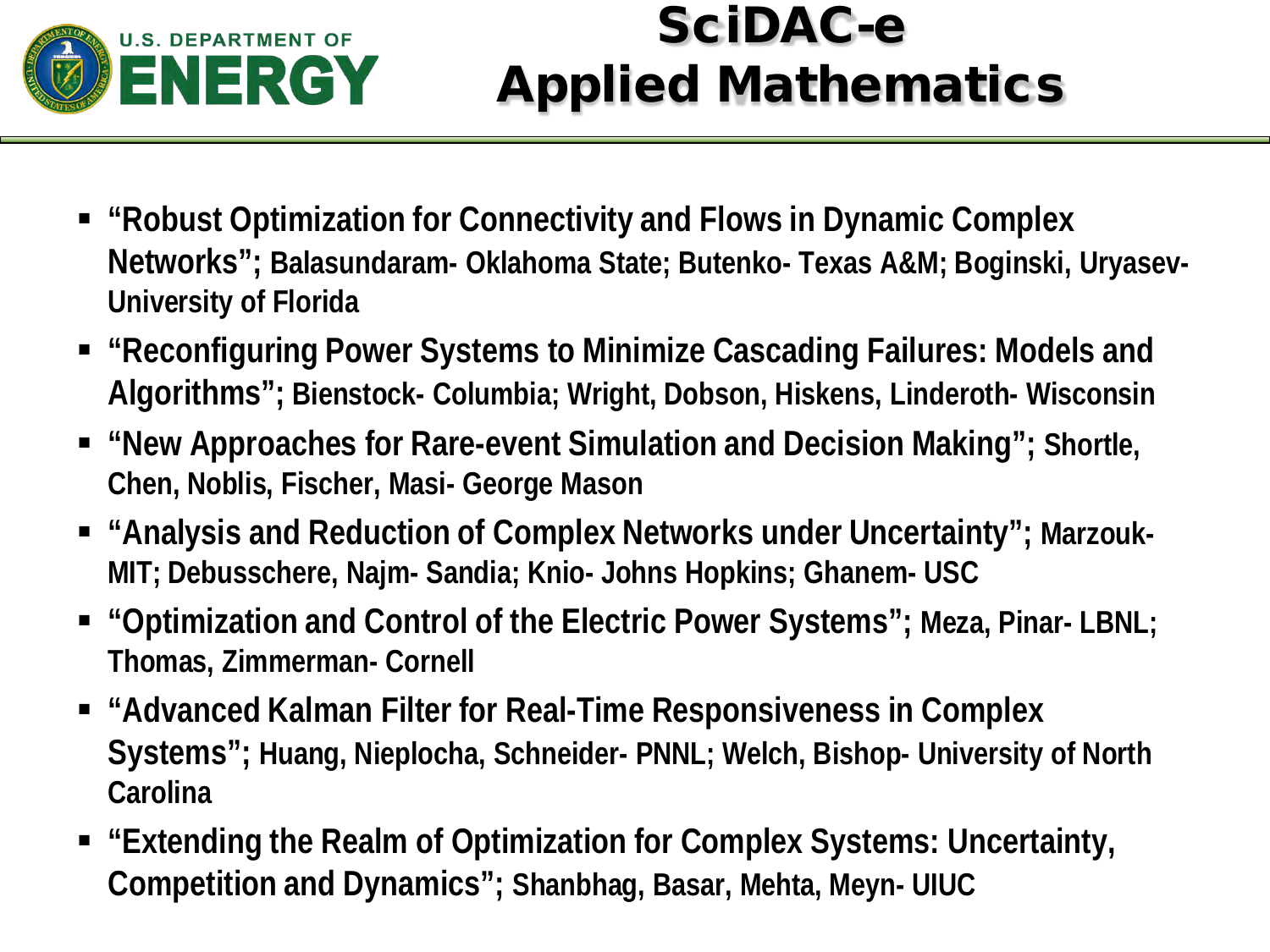# SciDAC-e Applied Mathematics

- **"Robust Optimization for Connectivity and Flows in Dynamic Complex Networks"; Balasundaram- Oklahoma State; Butenko- Texas A&M; Boginski, Uryasev- University of Florida**
- **"Reconfiguring Power Systems to Minimize Cascading Failures: Models and Algorithms"; Bienstock- Columbia; Wright, Dobson, Hiskens, Linderoth- Wisconsin**
- **"New Approaches for Rare-event Simulation and Decision Making"; Shortle, Chen, Noblis, Fischer, Masi- George Mason**
- **"Analysis and Reduction of Complex Networks under Uncertainty"; Marzouk- MIT; Debusschere, Najm- Sandia; Knio- Johns Hopkins; Ghanem- USC**
- **"Optimization and Control of the Electric Power Systems"; Meza, Pinar- LBNL; Thomas, Zimmerman- Cornell**
- **"Advanced Kalman Filter for Real-Time Responsiveness in Complex Systems"; Huang, Nieplocha, Schneider- PNNL; Welch, Bishop- University of North Carolina**
- **"Extending the Realm of Optimization for Complex Systems: Uncertainty, Competition and Dynamics"; Shanbhag, Basar, Mehta, Meyn- UIUC**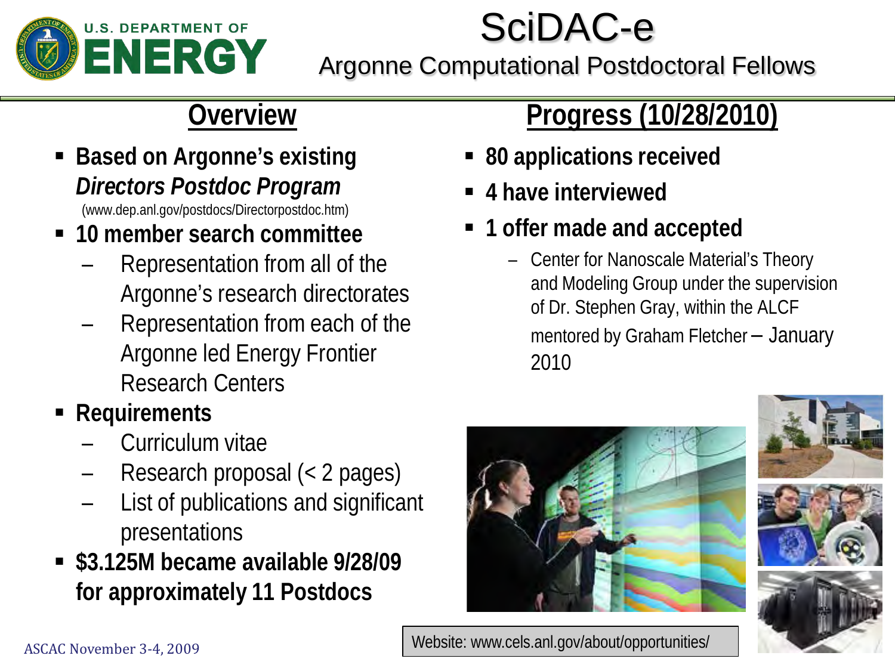# SciDAC-e

## Argonne Computational Postdoctoral Fellows

### Overview

- **Based on Argonne's existing *Directors Postdoc Program***
  (www.dep.anl.gov/postdocs/Directorpostdoc.htm)
- **10 member search committee**
  - Representation from all of the Argonne's research directorates
  - Representation from each of the Argonne led Energy Frontier Research Centers
- **Requirements**
  - Curriculum vitae
  - Research proposal (< 2 pages)
  - List of publications and significant presentations
- **$3.125M became available 9/28/09 for approximately 11 Postdocs**

### Progress (10/28/2010)

- **80 applications received**
- **4 have interviewed**
- **1 offer made and accepted**
  - Center for Nanoscale Material's Theory and Modeling Group under the supervision of Dr. Stephen Gray, within the ALCF mentored by Graham Fletcher – January 2010

Website: www.cels.anl.gov/about/opportunities/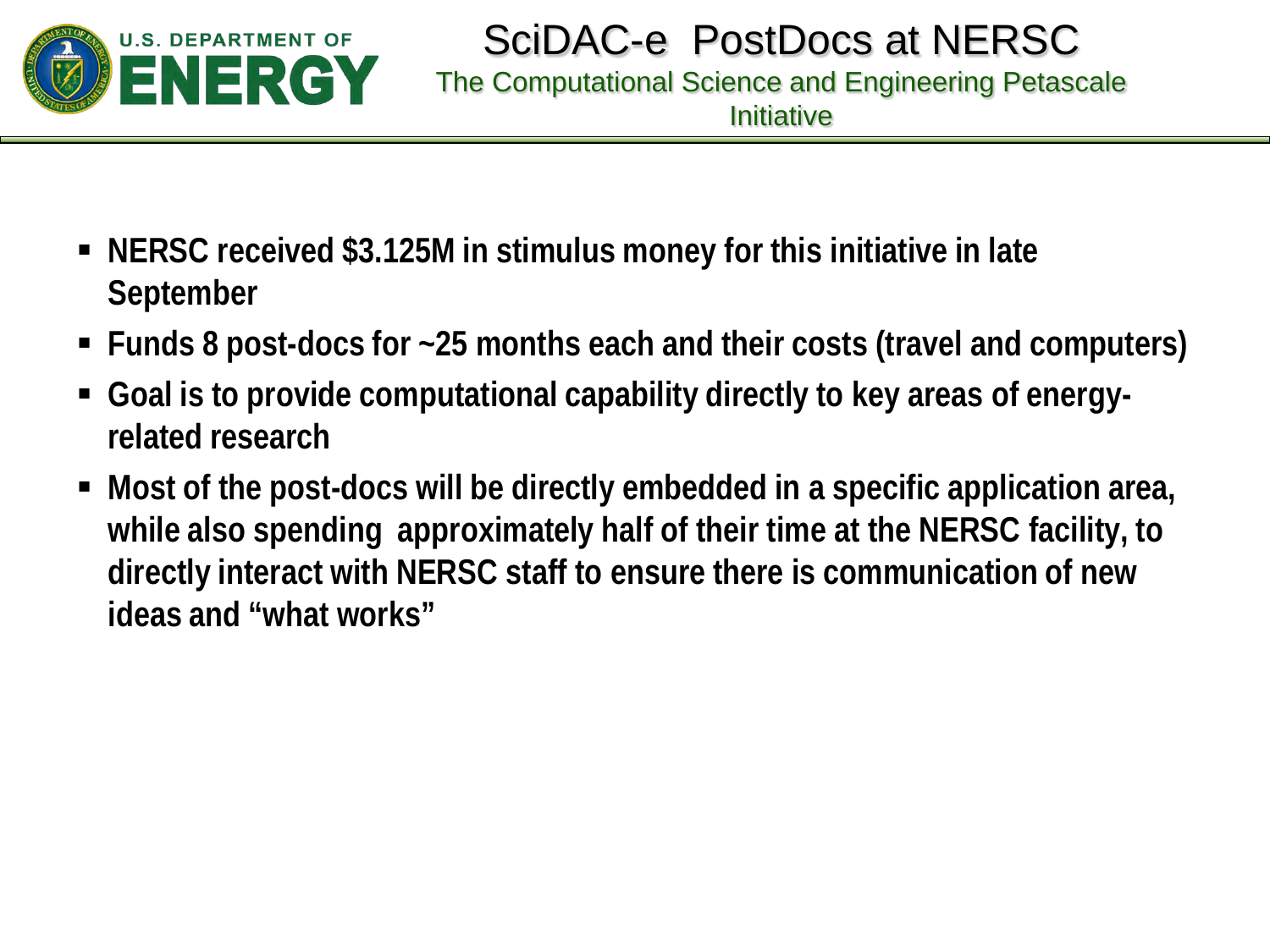# SciDAC-e PostDocs at NERSC

## The Computational Science and Engineering Petascale Initiative

- **NERSC received $3.125M in stimulus money for this initiative in late September**
- **Funds 8 post-docs for ~25 months each and their costs (travel and computers)**
- **Goal is to provide computational capability directly to key areas of energy-related research**
- **Most of the post-docs will be directly embedded in a specific application area, while also spending approximately half of their time at the NERSC facility, to directly interact with NERSC staff to ensure there is communication of new ideas and "what works"**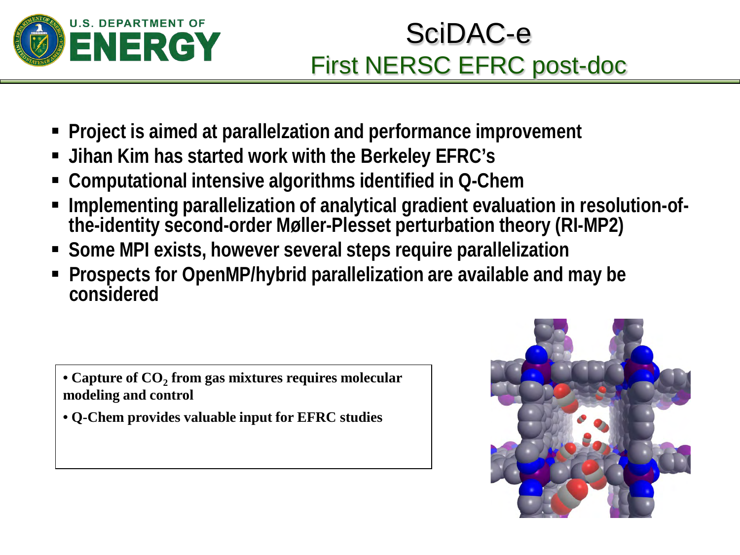# SciDAC-e

## First NERSC EFRC post-doc

- **Project is aimed at parallelzation and performance improvement**
- **Jihan Kim has started work with the Berkeley EFRC's**
- **Computational intensive algorithms identified in Q-Chem**
- **Implementing parallelization of analytical gradient evaluation in resolution-of-the-identity second-order Møller-Plesset perturbation theory (RI-MP2)**
- **Some MPI exists, however several steps require parallelization**
- **Prospects for OpenMP/hybrid parallelization are available and may be considered**

- **Capture of $CO_2$ from gas mixtures requires molecular modeling and control**
- **Q-Chem provides valuable input for EFRC studies**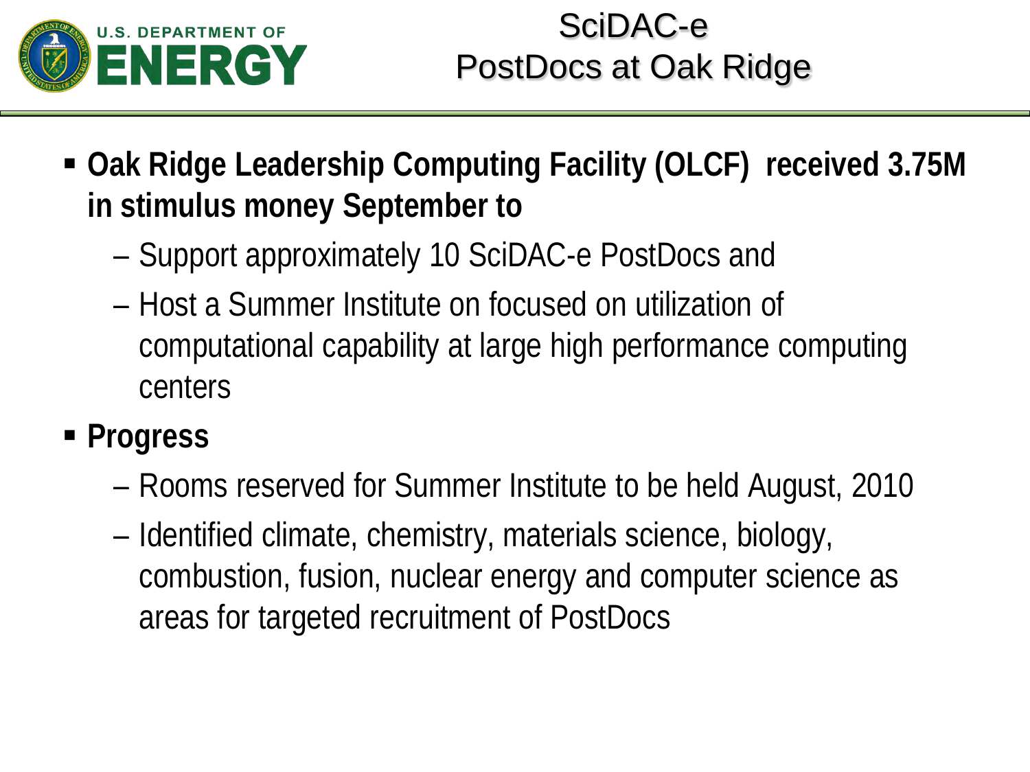# SciDAC-e PostDocs at Oak Ridge

- **Oak Ridge Leadership Computing Facility (OLCF) received 3.75M in stimulus money September to**
  - Support approximately 10 SciDAC-e PostDocs and
  - Host a Summer Institute on focused on utilization of computational capability at large high performance computing centers
- **Progress**
  - Rooms reserved for Summer Institute to be held August, 2010
  - Identified climate, chemistry, materials science, biology, combustion, fusion, nuclear energy and computer science as areas for targeted recruitment of PostDocs